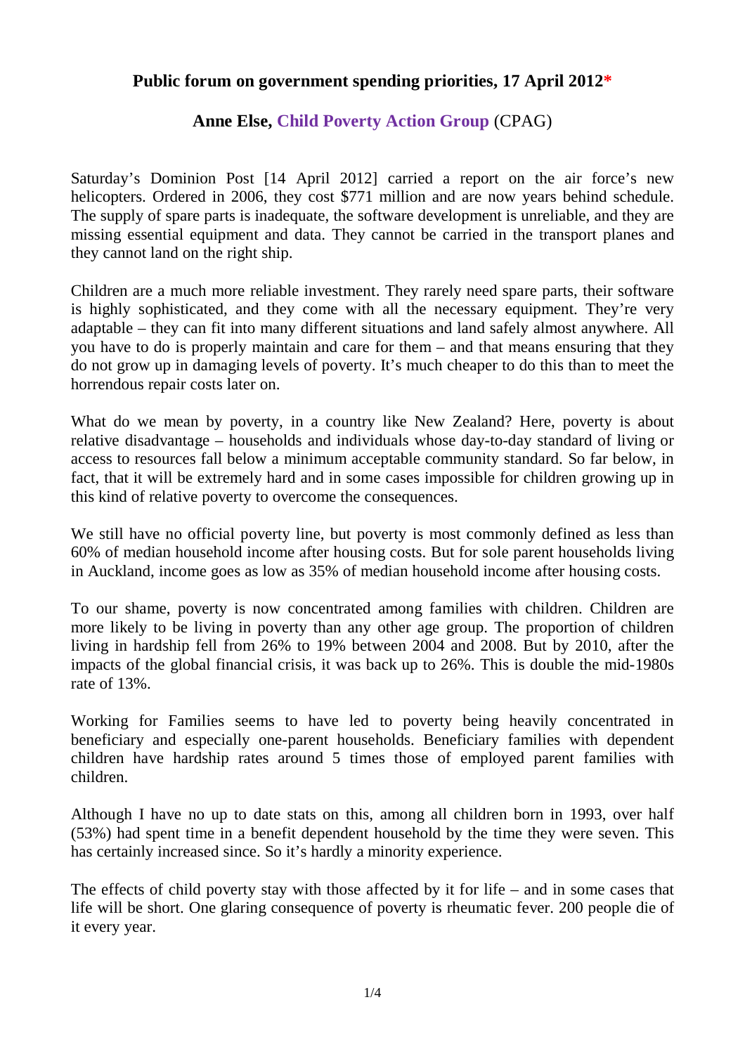**Public forum on government spending priorities, 17 April 2012***

**Anne Else, Child Poverty Action Group** (CPAG)

Saturday's Dominion Post [14 April 2012] carried a report on the air force's new helicopters. Ordered in 2006, they cost $771 million and are now years behind schedule. The supply of spare parts is inadequate, the software development is unreliable, and they are missing essential equipment and data. They cannot be carried in the transport planes and they cannot land on the right ship.

Children are a much more reliable investment. They rarely need spare parts, their software is highly sophisticated, and they come with all the necessary equipment. They're very adaptable – they can fit into many different situations and land safely almost anywhere. All you have to do is properly maintain and care for them – and that means ensuring that they do not grow up in damaging levels of poverty. It's much cheaper to do this than to meet the horrendous repair costs later on.

What do we mean by poverty, in a country like New Zealand? Here, poverty is about relative disadvantage – households and individuals whose day-to-day standard of living or access to resources fall below a minimum acceptable community standard. So far below, in fact, that it will be extremely hard and in some cases impossible for children growing up in this kind of relative poverty to overcome the consequences.

We still have no official poverty line, but poverty is most commonly defined as less than 60% of median household income after housing costs. But for sole parent households living in Auckland, income goes as low as 35% of median household income after housing costs.

To our shame, poverty is now concentrated among families with children. Children are more likely to be living in poverty than any other age group. The proportion of children living in hardship fell from 26% to 19% between 2004 and 2008. But by 2010, after the impacts of the global financial crisis, it was back up to 26%. This is double the mid-1980s rate of 13%.

Working for Families seems to have led to poverty being heavily concentrated in beneficiary and especially one-parent households. Beneficiary families with dependent children have hardship rates around 5 times those of employed parent families with children.

Although I have no up to date stats on this, among all children born in 1993, over half (53%) had spent time in a benefit dependent household by the time they were seven. This has certainly increased since. So it's hardly a minority experience.

The effects of child poverty stay with those affected by it for life – and in some cases that life will be short. One glaring consequence of poverty is rheumatic fever. 200 people die of it every year.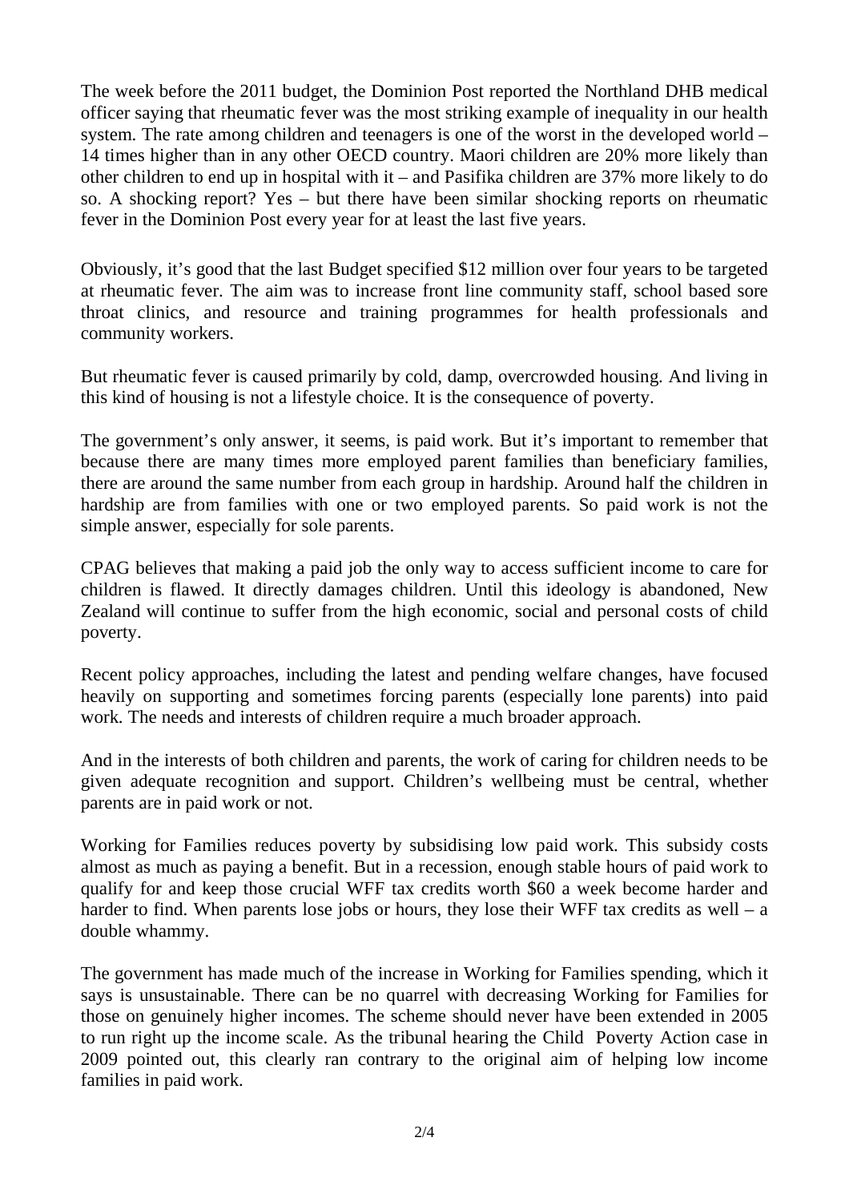The week before the 2011 budget, the Dominion Post reported the Northland DHB medical officer saying that rheumatic fever was the most striking example of inequality in our health system. The rate among children and teenagers is one of the worst in the developed world – 14 times higher than in any other OECD country. Maori children are 20% more likely than other children to end up in hospital with it – and Pasifika children are 37% more likely to do so. A shocking report? Yes – but there have been similar shocking reports on rheumatic fever in the Dominion Post every year for at least the last five years.

Obviously, it's good that the last Budget specified \$12 million over four years to be targeted at rheumatic fever. The aim was to increase front line community staff, school based sore throat clinics, and resource and training programmes for health professionals and community workers.

But rheumatic fever is caused primarily by cold, damp, overcrowded housing. And living in this kind of housing is not a lifestyle choice. It is the consequence of poverty.

The government's only answer, it seems, is paid work. But it's important to remember that because there are many times more employed parent families than beneficiary families, there are around the same number from each group in hardship. Around half the children in hardship are from families with one or two employed parents. So paid work is not the simple answer, especially for sole parents.

CPAG believes that making a paid job the only way to access sufficient income to care for children is flawed. It directly damages children. Until this ideology is abandoned, New Zealand will continue to suffer from the high economic, social and personal costs of child poverty.

Recent policy approaches, including the latest and pending welfare changes, have focused heavily on supporting and sometimes forcing parents (especially lone parents) into paid work. The needs and interests of children require a much broader approach.

And in the interests of both children and parents, the work of caring for children needs to be given adequate recognition and support. Children's wellbeing must be central, whether parents are in paid work or not.

Working for Families reduces poverty by subsidising low paid work. This subsidy costs almost as much as paying a benefit. But in a recession, enough stable hours of paid work to qualify for and keep those crucial WFF tax credits worth \$60 a week become harder and harder to find. When parents lose jobs or hours, they lose their WFF tax credits as well – a double whammy.

The government has made much of the increase in Working for Families spending, which it says is unsustainable. There can be no quarrel with decreasing Working for Families for those on genuinely higher incomes. The scheme should never have been extended in 2005 to run right up the income scale. As the tribunal hearing the Child Poverty Action case in 2009 pointed out, this clearly ran contrary to the original aim of helping low income families in paid work.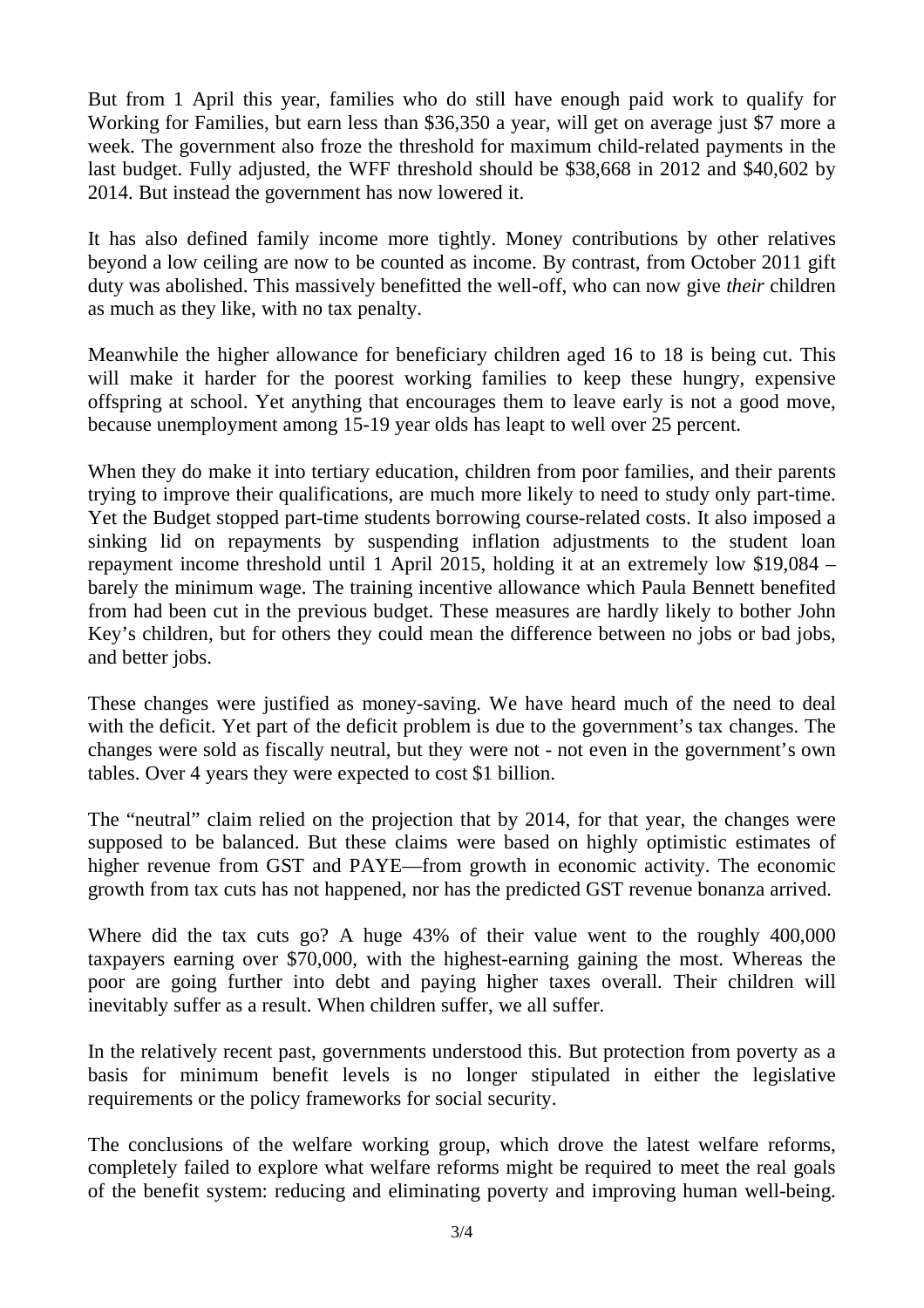But from 1 April this year, families who do still have enough paid work to qualify for Working for Families, but earn less than $36,350 a year, will get on average just $7 more a week. The government also froze the threshold for maximum child-related payments in the last budget. Fully adjusted, the WFF threshold should be $38,668 in 2012 and $40,602 by 2014. But instead the government has now lowered it.

It has also defined family income more tightly. Money contributions by other relatives beyond a low ceiling are now to be counted as income. By contrast, from October 2011 gift duty was abolished. This massively benefitted the well-off, who can now give *their* children as much as they like, with no tax penalty.

Meanwhile the higher allowance for beneficiary children aged 16 to 18 is being cut. This will make it harder for the poorest working families to keep these hungry, expensive offspring at school. Yet anything that encourages them to leave early is not a good move, because unemployment among 15-19 year olds has leapt to well over 25 percent.

When they do make it into tertiary education, children from poor families, and their parents trying to improve their qualifications, are much more likely to need to study only part-time. Yet the Budget stopped part-time students borrowing course-related costs. It also imposed a sinking lid on repayments by suspending inflation adjustments to the student loan repayment income threshold until 1 April 2015, holding it at an extremely low $19,084 – barely the minimum wage. The training incentive allowance which Paula Bennett benefited from had been cut in the previous budget. These measures are hardly likely to bother John Key's children, but for others they could mean the difference between no jobs or bad jobs, and better jobs.

These changes were justified as money-saving. We have heard much of the need to deal with the deficit. Yet part of the deficit problem is due to the government's tax changes. The changes were sold as fiscally neutral, but they were not - not even in the government's own tables. Over 4 years they were expected to cost $1 billion.

The "neutral" claim relied on the projection that by 2014, for that year, the changes were supposed to be balanced. But these claims were based on highly optimistic estimates of higher revenue from GST and PAYE—from growth in economic activity. The economic growth from tax cuts has not happened, nor has the predicted GST revenue bonanza arrived.

Where did the tax cuts go? A huge 43% of their value went to the roughly 400,000 taxpayers earning over $70,000, with the highest-earning gaining the most. Whereas the poor are going further into debt and paying higher taxes overall. Their children will inevitably suffer as a result. When children suffer, we all suffer.

In the relatively recent past, governments understood this. But protection from poverty as a basis for minimum benefit levels is no longer stipulated in either the legislative requirements or the policy frameworks for social security.

The conclusions of the welfare working group, which drove the latest welfare reforms, completely failed to explore what welfare reforms might be required to meet the real goals of the benefit system: reducing and eliminating poverty and improving human well-being.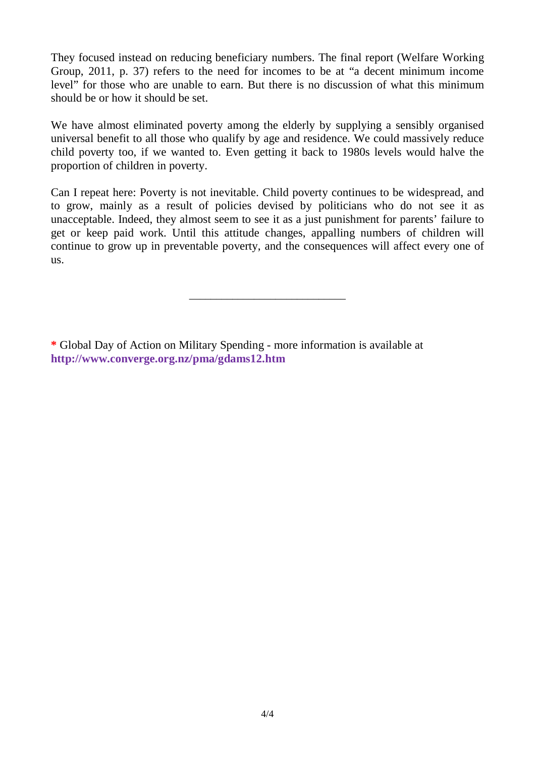They focused instead on reducing beneficiary numbers. The final report (Welfare Working Group, 2011, p. 37) refers to the need for incomes to be at "a decent minimum income level" for those who are unable to earn. But there is no discussion of what this minimum should be or how it should be set.

We have almost eliminated poverty among the elderly by supplying a sensibly organised universal benefit to all those who qualify by age and residence. We could massively reduce child poverty too, if we wanted to. Even getting it back to 1980s levels would halve the proportion of children in poverty.

Can I repeat here: Poverty is not inevitable. Child poverty continues to be widespread, and to grow, mainly as a result of policies devised by politicians who do not see it as unacceptable. Indeed, they almost seem to see it as a just punishment for parents' failure to get or keep paid work. Until this attitude changes, appalling numbers of children will continue to grow up in preventable poverty, and the consequences will affect every one of us.

---

* Global Day of Action on Military Spending - more information is available at **http://www.converge.org.nz/pma/gdams12.htm**